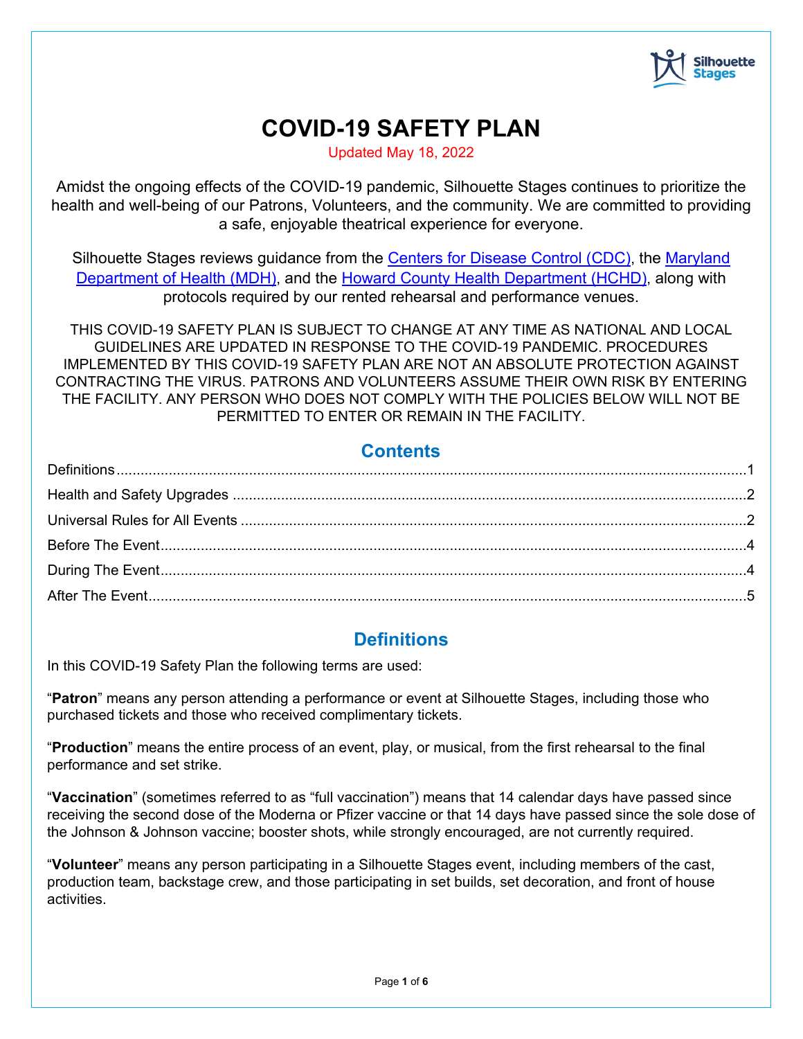# COVID-19 SAFETY PLAN

Updated May 18, 2022

Amidst the ongoing effects of the COVID-19 pandemic, Silhouette Stages continues to prioritize the health and well-being of our Patrons, Volunteers, and the community. We are committed to providing a safe, enjoyable theatrical experience for everyone.

Silhouette Stages reviews guidance from the Centers for Disease Control (CDC), the Maryland Department of Health (MDH), and the Howard County Health Department (HCHD), along with protocols required by our rented rehearsal and performance venues.

THIS COVID-19 SAFETY PLAN IS SUBJECT TO CHANGE AT ANY TIME AS NATIONAL AND LOCAL GUIDELINES ARE UPDATED IN RESPONSE TO THE COVID-19 PANDEMIC. PROCEDURES IMPLEMENTED BY THIS COVID-19 SAFETY PLAN ARE NOT AN ABSOLUTE PROTECTION AGAINST CONTRACTING THE VIRUS. PATRONS AND VOLUNTEERS ASSUME THEIR OWN RISK BY ENTERING THE FACILITY. ANY PERSON WHO DOES NOT COMPLY WITH THE POLICIES BELOW WILL NOT BE PERMITTED TO ENTER OR REMAIN IN THE FACILITY.

## Contents

- Definitions ........ 1
- Health and Safety Upgrades ........ 2
- Universal Rules for All Events ........ 2
- Before The Event ........ 4
- During The Event ........ 4
- After The Event ........ 5

## Definitions

In this COVID-19 Safety Plan the following terms are used:

"**Patron**" means any person attending a performance or event at Silhouette Stages, including those who purchased tickets and those who received complimentary tickets.

"**Production**" means the entire process of an event, play, or musical, from the first rehearsal to the final performance and set strike.

"**Vaccination**" (sometimes referred to as "full vaccination") means that 14 calendar days have passed since receiving the second dose of the Moderna or Pfizer vaccine or that 14 days have passed since the sole dose of the Johnson & Johnson vaccine; booster shots, while strongly encouraged, are not currently required.

"**Volunteer**" means any person participating in a Silhouette Stages event, including members of the cast, production team, backstage crew, and those participating in set builds, set decoration, and front of house activities.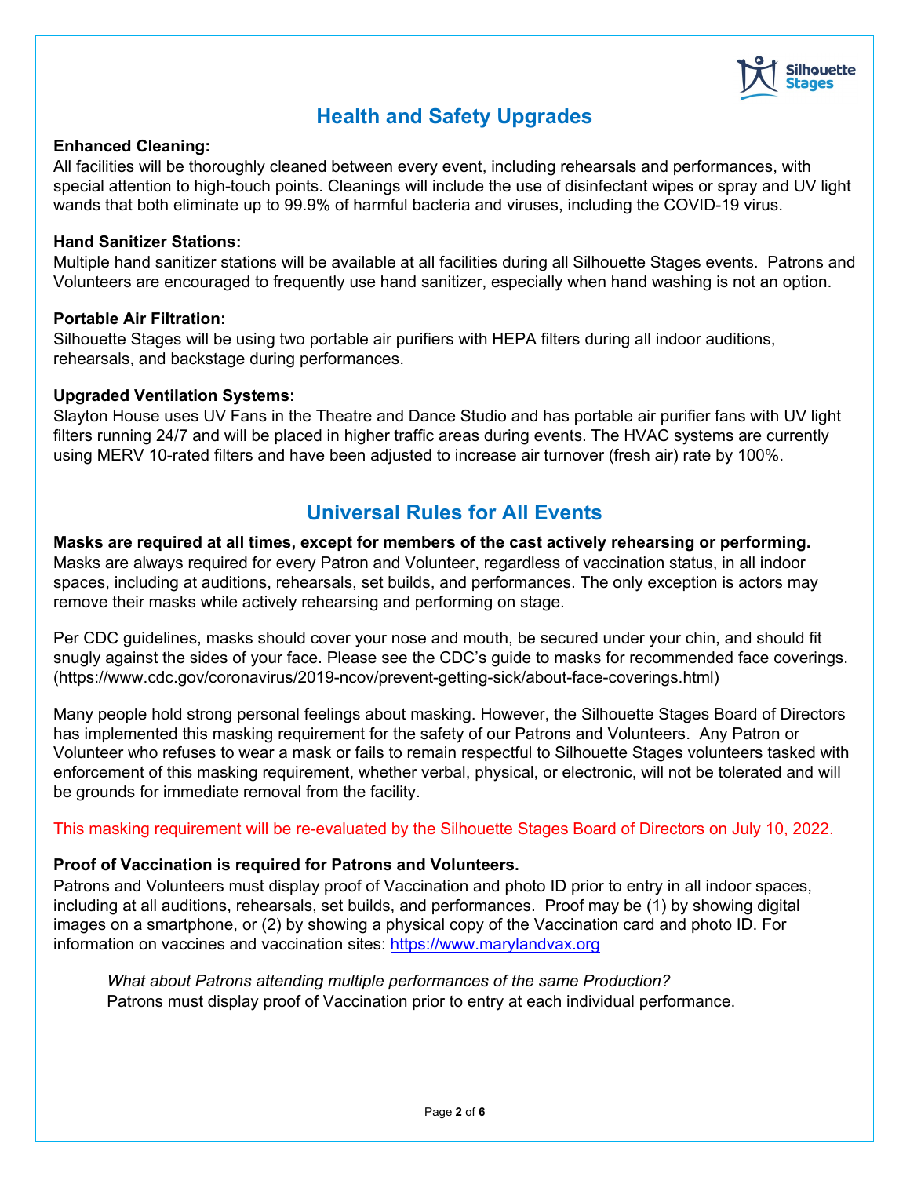## Health and Safety Upgrades

**Enhanced Cleaning:**
All facilities will be thoroughly cleaned between every event, including rehearsals and performances, with special attention to high-touch points. Cleanings will include the use of disinfectant wipes or spray and UV light wands that both eliminate up to 99.9% of harmful bacteria and viruses, including the COVID-19 virus.

**Hand Sanitizer Stations:**
Multiple hand sanitizer stations will be available at all facilities during all Silhouette Stages events. Patrons and Volunteers are encouraged to frequently use hand sanitizer, especially when hand washing is not an option.

**Portable Air Filtration:**
Silhouette Stages will be using two portable air purifiers with HEPA filters during all indoor auditions, rehearsals, and backstage during performances.

**Upgraded Ventilation Systems:**
Slayton House uses UV Fans in the Theatre and Dance Studio and has portable air purifier fans with UV light filters running 24/7 and will be placed in higher traffic areas during events. The HVAC systems are currently using MERV 10-rated filters and have been adjusted to increase air turnover (fresh air) rate by 100%.

## Universal Rules for All Events

**Masks are required at all times, except for members of the cast actively rehearsing or performing.**
Masks are always required for every Patron and Volunteer, regardless of vaccination status, in all indoor spaces, including at auditions, rehearsals, set builds, and performances. The only exception is actors may remove their masks while actively rehearsing and performing on stage.

Per CDC guidelines, masks should cover your nose and mouth, be secured under your chin, and should fit snugly against the sides of your face. Please see the CDC's guide to masks for recommended face coverings. (https://www.cdc.gov/coronavirus/2019-ncov/prevent-getting-sick/about-face-coverings.html)

Many people hold strong personal feelings about masking. However, the Silhouette Stages Board of Directors has implemented this masking requirement for the safety of our Patrons and Volunteers. Any Patron or Volunteer who refuses to wear a mask or fails to remain respectful to Silhouette Stages volunteers tasked with enforcement of this masking requirement, whether verbal, physical, or electronic, will not be tolerated and will be grounds for immediate removal from the facility.

This masking requirement will be re-evaluated by the Silhouette Stages Board of Directors on July 10, 2022.

**Proof of Vaccination is required for Patrons and Volunteers.**
Patrons and Volunteers must display proof of Vaccination and photo ID prior to entry in all indoor spaces, including at all auditions, rehearsals, set builds, and performances. Proof may be (1) by showing digital images on a smartphone, or (2) by showing a physical copy of the Vaccination card and photo ID. For information on vaccines and vaccination sites: [https://www.marylandvax.org](https://www.marylandvax.org)

> *What about Patrons attending multiple performances of the same Production?*
> Patrons must display proof of Vaccination prior to entry at each individual performance.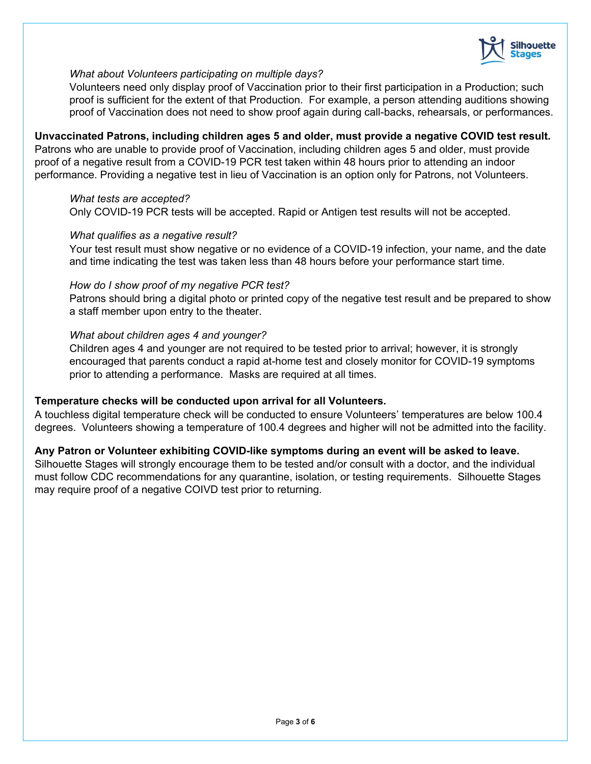*What about Volunteers participating on multiple days?*

Volunteers need only display proof of Vaccination prior to their first participation in a Production; such proof is sufficient for the extent of that Production. For example, a person attending auditions showing proof of Vaccination does not need to show proof again during call-backs, rehearsals, or performances.

**Unvaccinated Patrons, including children ages 5 and older, must provide a negative COVID test result.**
Patrons who are unable to provide proof of Vaccination, including children ages 5 and older, must provide proof of a negative result from a COVID-19 PCR test taken within 48 hours prior to attending an indoor performance. Providing a negative test in lieu of Vaccination is an option only for Patrons, not Volunteers.

*What tests are accepted?*

Only COVID-19 PCR tests will be accepted. Rapid or Antigen test results will not be accepted.

*What qualifies as a negative result?*

Your test result must show negative or no evidence of a COVID-19 infection, your name, and the date and time indicating the test was taken less than 48 hours before your performance start time.

*How do I show proof of my negative PCR test?*

Patrons should bring a digital photo or printed copy of the negative test result and be prepared to show a staff member upon entry to the theater.

*What about children ages 4 and younger?*

Children ages 4 and younger are not required to be tested prior to arrival; however, it is strongly encouraged that parents conduct a rapid at-home test and closely monitor for COVID-19 symptoms prior to attending a performance. Masks are required at all times.

**Temperature checks will be conducted upon arrival for all Volunteers.**
A touchless digital temperature check will be conducted to ensure Volunteers' temperatures are below 100.4 degrees. Volunteers showing a temperature of 100.4 degrees and higher will not be admitted into the facility.

**Any Patron or Volunteer exhibiting COVID-like symptoms during an event will be asked to leave.**
Silhouette Stages will strongly encourage them to be tested and/or consult with a doctor, and the individual must follow CDC recommendations for any quarantine, isolation, or testing requirements. Silhouette Stages may require proof of a negative COIVD test prior to returning.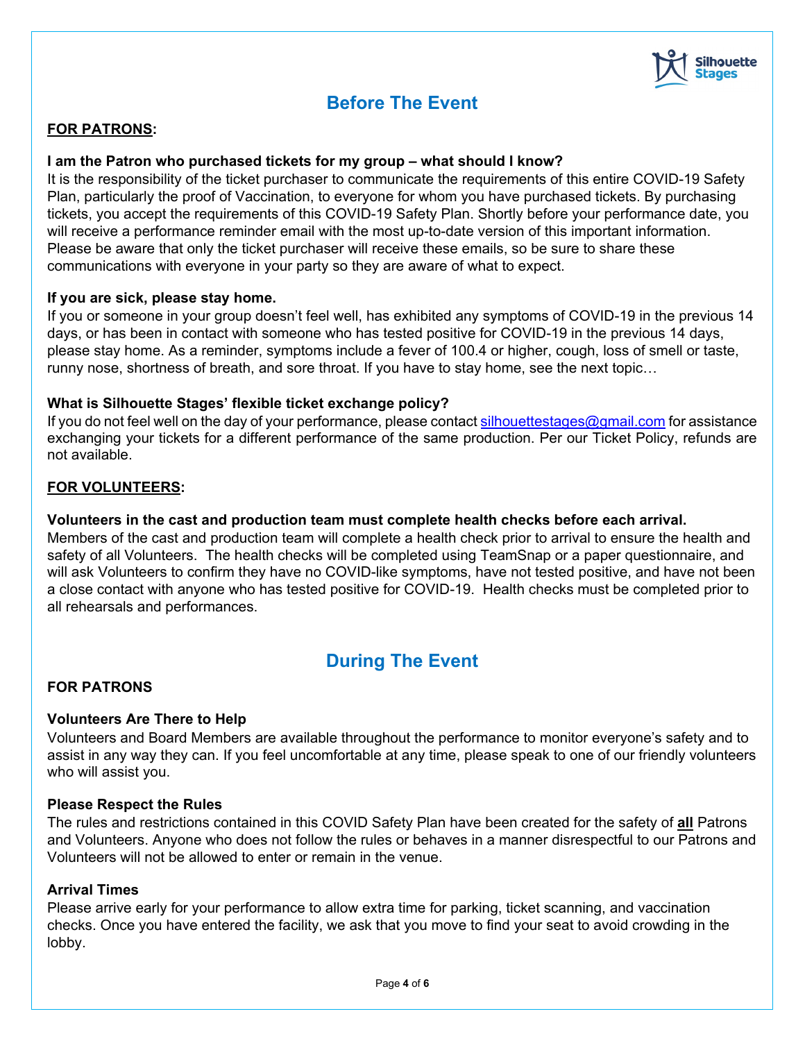## Before The Event

**FOR PATRONS:**

**I am the Patron who purchased tickets for my group – what should I know?**

It is the responsibility of the ticket purchaser to communicate the requirements of this entire COVID-19 Safety Plan, particularly the proof of Vaccination, to everyone for whom you have purchased tickets. By purchasing tickets, you accept the requirements of this COVID-19 Safety Plan. Shortly before your performance date, you will receive a performance reminder email with the most up-to-date version of this important information. Please be aware that only the ticket purchaser will receive these emails, so be sure to share these communications with everyone in your party so they are aware of what to expect.

**If you are sick, please stay home.**

If you or someone in your group doesn't feel well, has exhibited any symptoms of COVID-19 in the previous 14 days, or has been in contact with someone who has tested positive for COVID-19 in the previous 14 days, please stay home. As a reminder, symptoms include a fever of 100.4 or higher, cough, loss of smell or taste, runny nose, shortness of breath, and sore throat. If you have to stay home, see the next topic…

**What is Silhouette Stages' flexible ticket exchange policy?**

If you do not feel well on the day of your performance, please contact silhouettestages@gmail.com for assistance exchanging your tickets for a different performance of the same production. Per our Ticket Policy, refunds are not available.

**FOR VOLUNTEERS:**

**Volunteers in the cast and production team must complete health checks before each arrival.**

Members of the cast and production team will complete a health check prior to arrival to ensure the health and safety of all Volunteers. The health checks will be completed using TeamSnap or a paper questionnaire, and will ask Volunteers to confirm they have no COVID-like symptoms, have not tested positive, and have not been a close contact with anyone who has tested positive for COVID-19. Health checks must be completed prior to all rehearsals and performances.

## During The Event

**FOR PATRONS**

**Volunteers Are There to Help**

Volunteers and Board Members are available throughout the performance to monitor everyone's safety and to assist in any way they can. If you feel uncomfortable at any time, please speak to one of our friendly volunteers who will assist you.

**Please Respect the Rules**

The rules and restrictions contained in this COVID Safety Plan have been created for the safety of **all** Patrons and Volunteers. Anyone who does not follow the rules or behaves in a manner disrespectful to our Patrons and Volunteers will not be allowed to enter or remain in the venue.

**Arrival Times**

Please arrive early for your performance to allow extra time for parking, ticket scanning, and vaccination checks. Once you have entered the facility, we ask that you move to find your seat to avoid crowding in the lobby.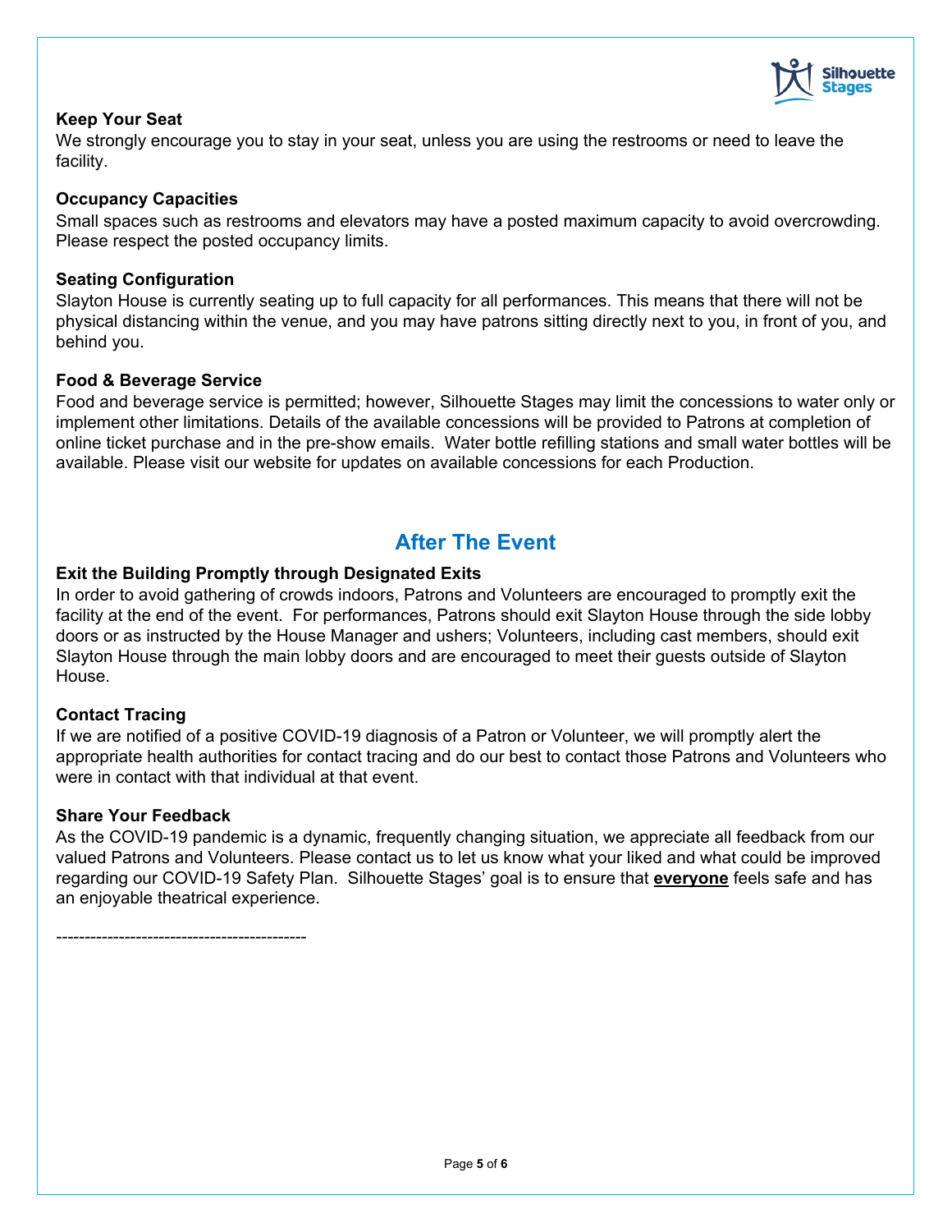**Keep Your Seat**
We strongly encourage you to stay in your seat, unless you are using the restrooms or need to leave the facility.

**Occupancy Capacities**
Small spaces such as restrooms and elevators may have a posted maximum capacity to avoid overcrowding. Please respect the posted occupancy limits.

**Seating Configuration**
Slayton House is currently seating up to full capacity for all performances. This means that there will not be physical distancing within the venue, and you may have patrons sitting directly next to you, in front of you, and behind you.

**Food & Beverage Service**
Food and beverage service is permitted; however, Silhouette Stages may limit the concessions to water only or implement other limitations. Details of the available concessions will be provided to Patrons at completion of online ticket purchase and in the pre-show emails. Water bottle refilling stations and small water bottles will be available. Please visit our website for updates on available concessions for each Production.

## After The Event

**Exit the Building Promptly through Designated Exits**
In order to avoid gathering of crowds indoors, Patrons and Volunteers are encouraged to promptly exit the facility at the end of the event. For performances, Patrons should exit Slayton House through the side lobby doors or as instructed by the House Manager and ushers; Volunteers, including cast members, should exit Slayton House through the main lobby doors and are encouraged to meet their guests outside of Slayton House.

**Contact Tracing**
If we are notified of a positive COVID-19 diagnosis of a Patron or Volunteer, we will promptly alert the appropriate health authorities for contact tracing and do our best to contact those Patrons and Volunteers who were in contact with that individual at that event.

**Share Your Feedback**
As the COVID-19 pandemic is a dynamic, frequently changing situation, we appreciate all feedback from our valued Patrons and Volunteers. Please contact us to let us know what your liked and what could be improved regarding our COVID-19 Safety Plan. Silhouette Stages' goal is to ensure that **everyone** feels safe and has an enjoyable theatrical experience.

--------------------------------------------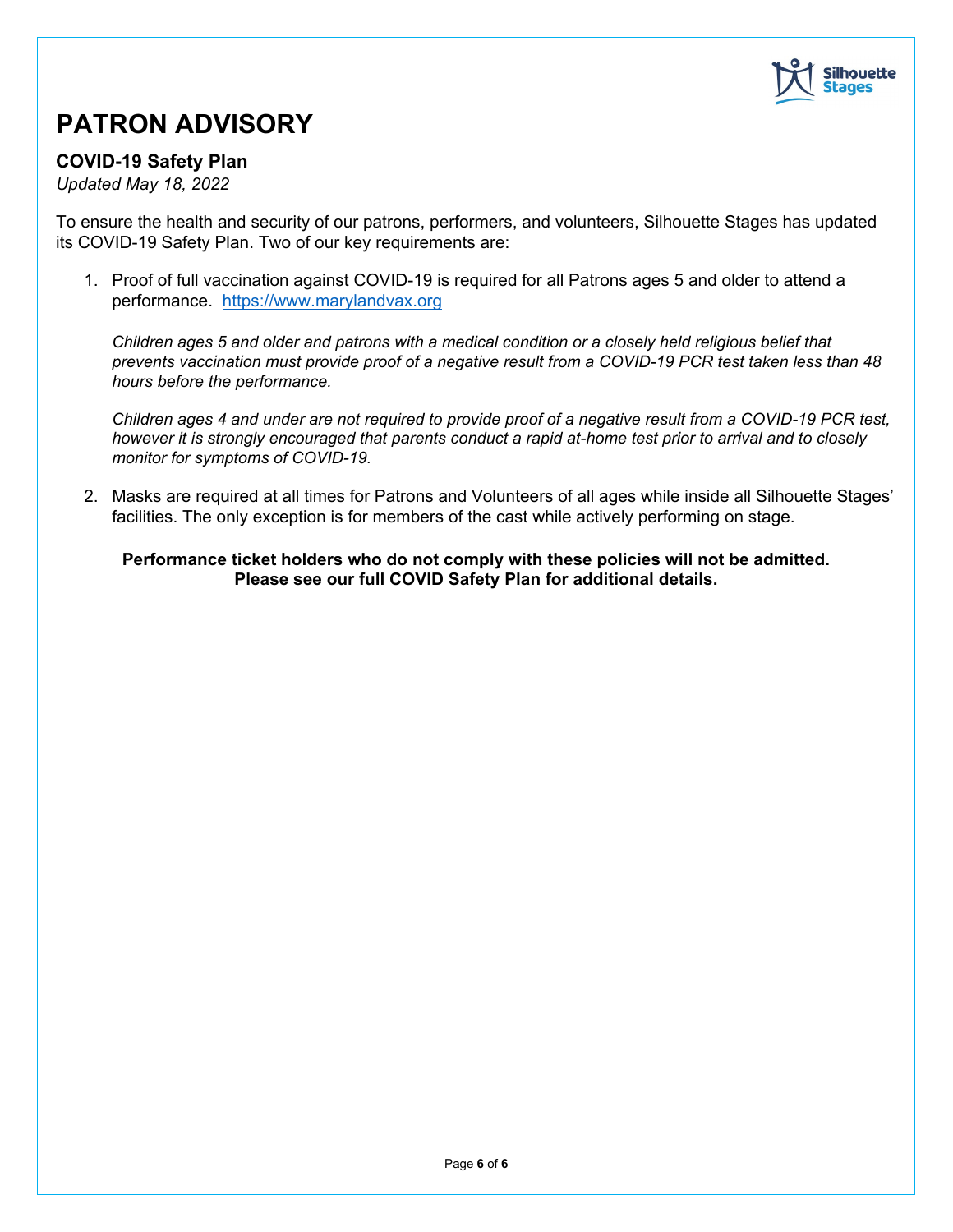# PATRON ADVISORY

### COVID-19 Safety Plan

*Updated May 18, 2022*

To ensure the health and security of our patrons, performers, and volunteers, Silhouette Stages has updated its COVID-19 Safety Plan. Two of our key requirements are:

1. Proof of full vaccination against COVID-19 is required for all Patrons ages 5 and older to attend a performance. https://www.marylandvax.org

   *Children ages 5 and older and patrons with a medical condition or a closely held religious belief that prevents vaccination must provide proof of a negative result from a COVID-19 PCR test taken less than 48 hours before the performance.*

   *Children ages 4 and under are not required to provide proof of a negative result from a COVID-19 PCR test, however it is strongly encouraged that parents conduct a rapid at-home test prior to arrival and to closely monitor for symptoms of COVID-19.*

2. Masks are required at all times for Patrons and Volunteers of all ages while inside all Silhouette Stages' facilities. The only exception is for members of the cast while actively performing on stage.

**Performance ticket holders who do not comply with these policies will not be admitted. Please see our full COVID Safety Plan for additional details.**